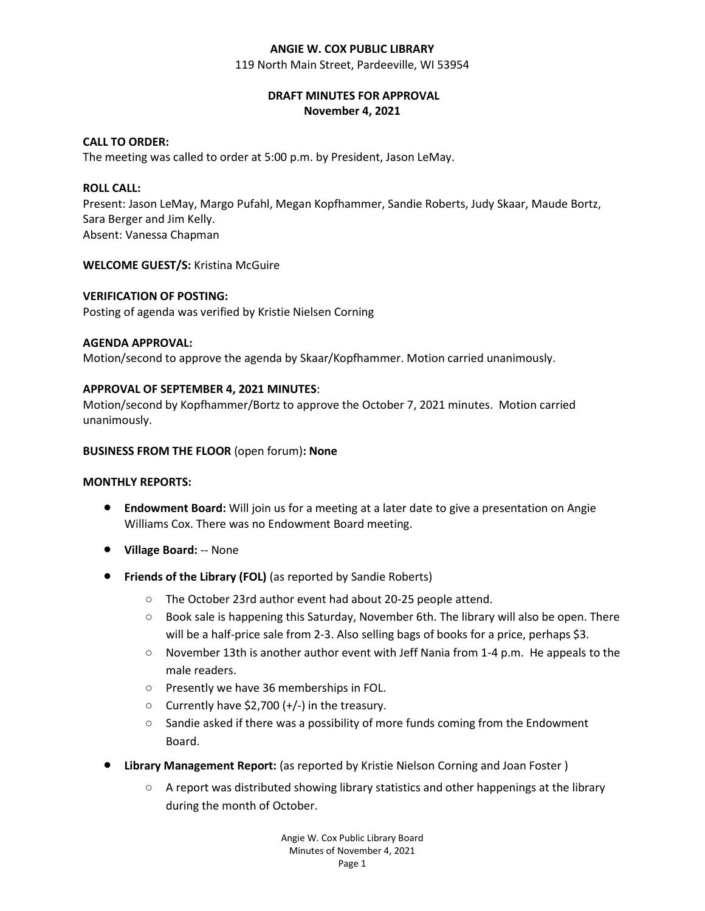**ANGIE W. COX PUBLIC LIBRARY**

119 North Main Street, Pardeeville, WI 53954

**DRAFT MINUTES FOR APPROVAL**
**November 4, 2021**

**CALL TO ORDER:**
The meeting was called to order at 5:00 p.m. by President, Jason LeMay.

**ROLL CALL:**
Present: Jason LeMay, Margo Pufahl, Megan Kopfhammer, Sandie Roberts, Judy Skaar, Maude Bortz, Sara Berger and Jim Kelly.
Absent: Vanessa Chapman

**WELCOME GUEST/S:** Kristina McGuire

**VERIFICATION OF POSTING:**
Posting of agenda was verified by Kristie Nielsen Corning

**AGENDA APPROVAL:**
Motion/second to approve the agenda by Skaar/Kopfhammer. Motion carried unanimously.

**APPROVAL OF SEPTEMBER 4, 2021 MINUTES**:
Motion/second by Kopfhammer/Bortz to approve the October 7, 2021 minutes. Motion carried unanimously.

**BUSINESS FROM THE FLOOR** (open forum)**: None**

**MONTHLY REPORTS:**

- **Endowment Board:** Will join us for a meeting at a later date to give a presentation on Angie Williams Cox. There was no Endowment Board meeting.
- **Village Board:** -- None
- **Friends of the Library (FOL)** (as reported by Sandie Roberts)
  - The October 23rd author event had about 20-25 people attend.
  - Book sale is happening this Saturday, November 6th. The library will also be open. There will be a half-price sale from 2-3. Also selling bags of books for a price, perhaps $3.
  - November 13th is another author event with Jeff Nania from 1-4 p.m. He appeals to the male readers.
  - Presently we have 36 memberships in FOL.
  - Currently have $2,700 (+/-) in the treasury.
  - Sandie asked if there was a possibility of more funds coming from the Endowment Board.
- **Library Management Report:** (as reported by Kristie Nielson Corning and Joan Foster )
  - A report was distributed showing library statistics and other happenings at the library during the month of October.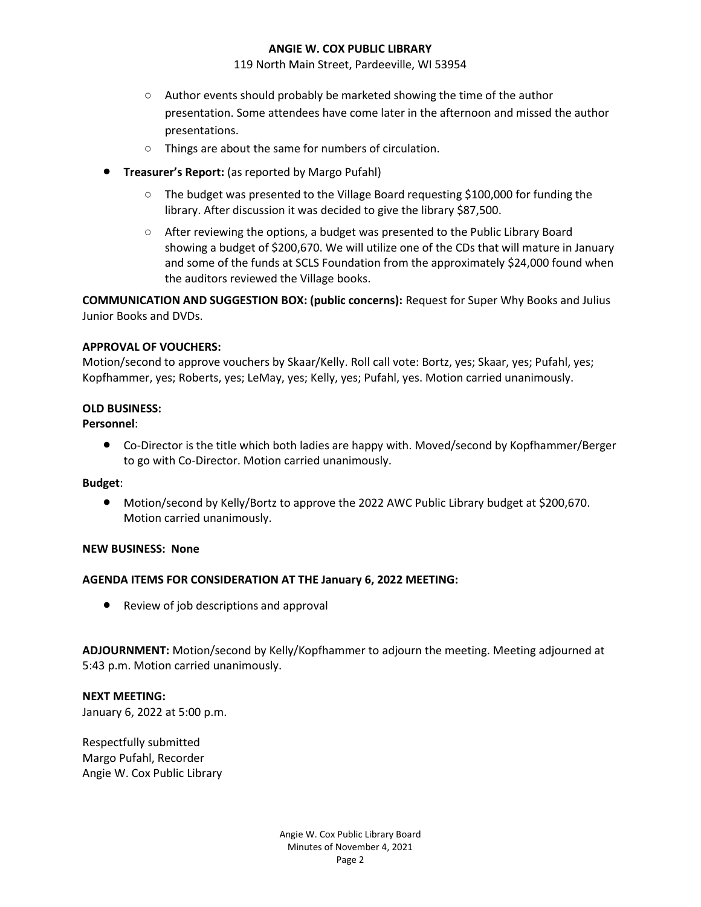- Author events should probably be marketed showing the time of the author presentation. Some attendees have come later in the afternoon and missed the author presentations.
  - Things are about the same for numbers of circulation.
- **Treasurer's Report:** (as reported by Margo Pufahl)
  - The budget was presented to the Village Board requesting $100,000 for funding the library. After discussion it was decided to give the library $87,500.
  - After reviewing the options, a budget was presented to the Public Library Board showing a budget of $200,670. We will utilize one of the CDs that will mature in January and some of the funds at SCLS Foundation from the approximately $24,000 found when the auditors reviewed the Village books.

**COMMUNICATION AND SUGGESTION BOX: (public concerns):** Request for Super Why Books and Julius Junior Books and DVDs.

**APPROVAL OF VOUCHERS:**
Motion/second to approve vouchers by Skaar/Kelly. Roll call vote: Bortz, yes; Skaar, yes; Pufahl, yes; Kopfhammer, yes; Roberts, yes; LeMay, yes; Kelly, yes; Pufahl, yes. Motion carried unanimously.

**OLD BUSINESS:**
**Personnel**:

- Co-Director is the title which both ladies are happy with. Moved/second by Kopfhammer/Berger to go with Co-Director. Motion carried unanimously.

**Budget**:

- Motion/second by Kelly/Bortz to approve the 2022 AWC Public Library budget at $200,670. Motion carried unanimously.

**NEW BUSINESS: None**

**AGENDA ITEMS FOR CONSIDERATION AT THE January 6, 2022 MEETING:**

- Review of job descriptions and approval

**ADJOURNMENT:** Motion/second by Kelly/Kopfhammer to adjourn the meeting. Meeting adjourned at 5:43 p.m. Motion carried unanimously.

**NEXT MEETING:**
January 6, 2022 at 5:00 p.m.

Respectfully submitted
Margo Pufahl, Recorder
Angie W. Cox Public Library